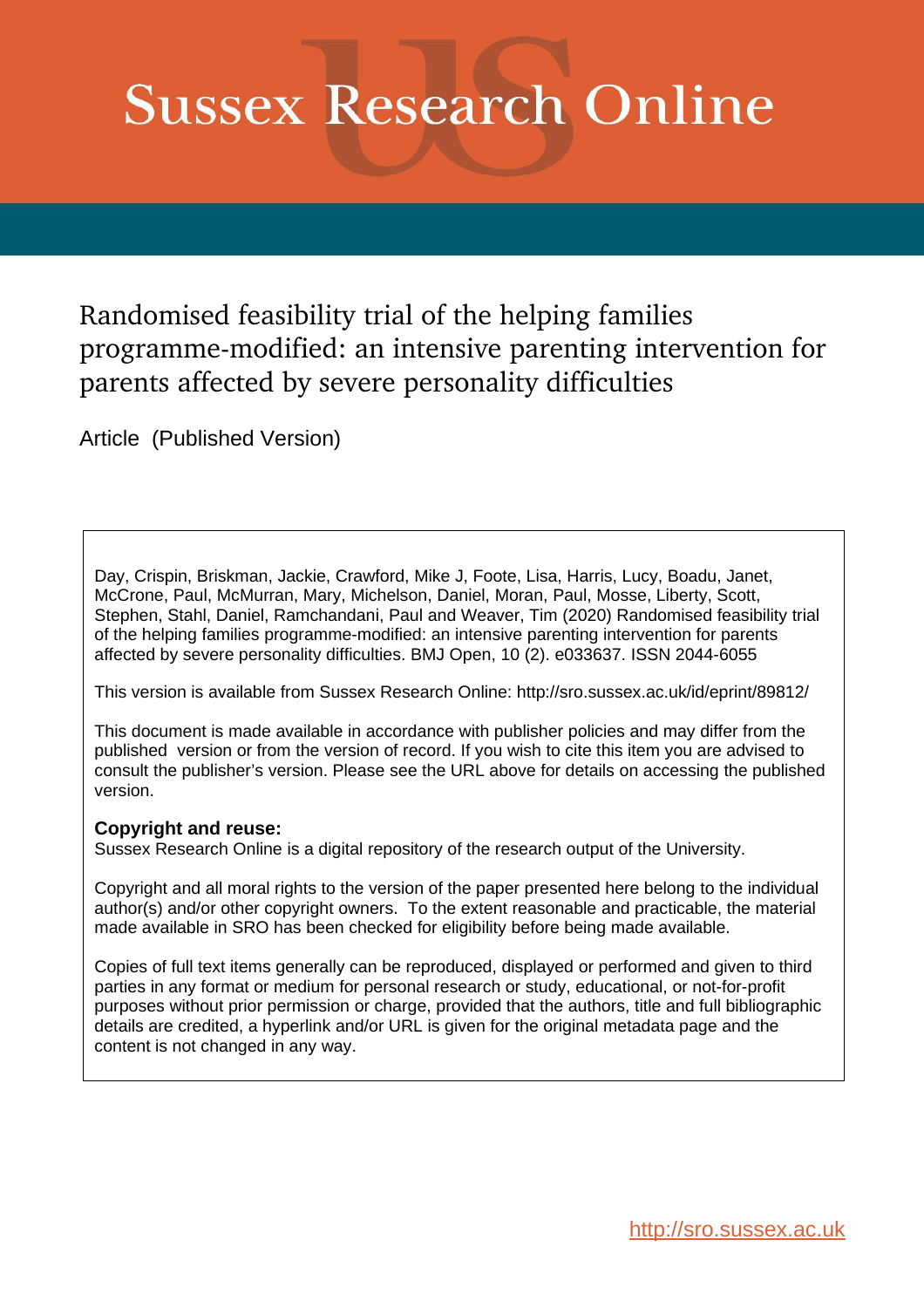# Sussex Research Online

## Randomised feasibility trial of the helping families programme-modified: an intensive parenting intervention for parents affected by severe personality difficulties

Article (Published Version)

Day, Crispin, Briskman, Jackie, Crawford, Mike J, Foote, Lisa, Harris, Lucy, Boadu, Janet, McCrone, Paul, McMurran, Mary, Michelson, Daniel, Moran, Paul, Mosse, Liberty, Scott, Stephen, Stahl, Daniel, Ramchandani, Paul and Weaver, Tim (2020) Randomised feasibility trial of the helping families programme-modified: an intensive parenting intervention for parents affected by severe personality difficulties. BMJ Open, 10 (2). e033637. ISSN 2044-6055

This version is available from Sussex Research Online: http://sro.sussex.ac.uk/id/eprint/89812/

This document is made available in accordance with publisher policies and may differ from the published version or from the version of record. If you wish to cite this item you are advised to consult the publisher's version. Please see the URL above for details on accessing the published version.

**Copyright and reuse:**
Sussex Research Online is a digital repository of the research output of the University.

Copyright and all moral rights to the version of the paper presented here belong to the individual author(s) and/or other copyright owners. To the extent reasonable and practicable, the material made available in SRO has been checked for eligibility before being made available.

Copies of full text items generally can be reproduced, displayed or performed and given to third parties in any format or medium for personal research or study, educational, or not-for-profit purposes without prior permission or charge, provided that the authors, title and full bibliographic details are credited, a hyperlink and/or URL is given for the original metadata page and the content is not changed in any way.

http://sro.sussex.ac.uk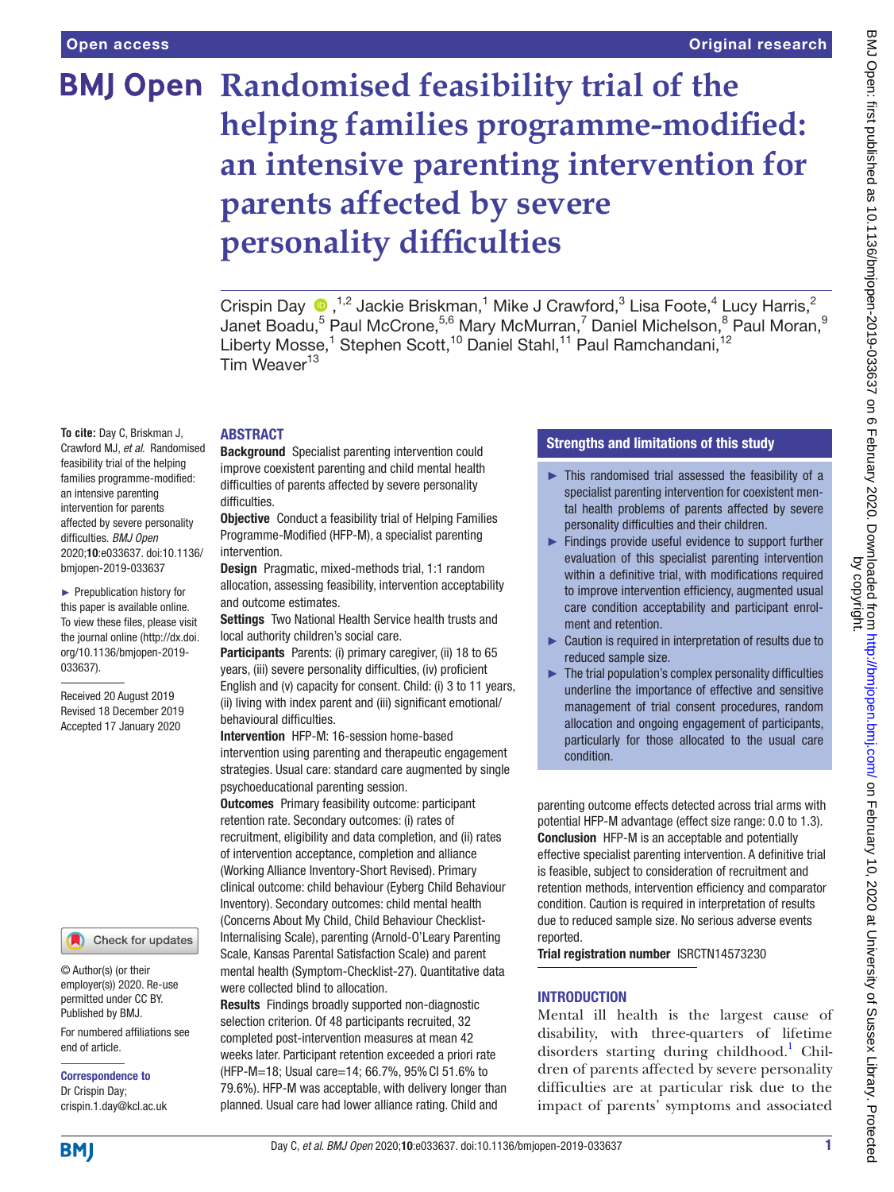# Randomised feasibility trial of the helping families programme-modified: an intensive parenting intervention for parents affected by severe personality difficulties

Crispin Day [1,2], Jackie Briskman,[1] Mike J Crawford,[3] Lisa Foote,[4] Lucy Harris,[2] Janet Boadu,[5] Paul McCrone,[5,6] Mary McMurran,[7] Daniel Michelson,[8] Paul Moran,[9] Liberty Mosse,[1] Stephen Scott,[10] Daniel Stahl,[11] Paul Ramchandani,[12] Tim Weaver[13]

**To cite:** Day C, Briskman J, Crawford MJ, *et al*. Randomised feasibility trial of the helping families programme-modified: an intensive parenting intervention for parents affected by severe personality difficulties. *BMJ Open* 2020;**10**:e033637. doi:10.1136/bmjopen-2019-033637

► Prepublication history for this paper is available online. To view these files, please visit the journal online (http://dx.doi.org/10.1136/bmjopen-2019-033637).

Received 20 August 2019
Revised 18 December 2019
Accepted 17 January 2020

© Author(s) (or their employer(s)) 2020. Re-use permitted under CC BY. Published by BMJ.

For numbered affiliations see end of article.

**Correspondence to**
Dr Crispin Day;
crispin.1.day@kcl.ac.uk

## ABSTRACT

**Background** Specialist parenting intervention could improve coexistent parenting and child mental health difficulties of parents affected by severe personality difficulties.

**Objective** Conduct a feasibility trial of Helping Families Programme-Modified (HFP-M), a specialist parenting intervention.

**Design** Pragmatic, mixed-methods trial, 1:1 random allocation, assessing feasibility, intervention acceptability and outcome estimates.

**Settings** Two National Health Service health trusts and local authority children's social care.

**Participants** Parents: (i) primary caregiver, (ii) 18 to 65 years, (iii) severe personality difficulties, (iv) proficient English and (v) capacity for consent. Child: (i) 3 to 11 years, (ii) living with index parent and (iii) significant emotional/behavioural difficulties.

**Intervention** HFP-M: 16-session home-based intervention using parenting and therapeutic engagement strategies. Usual care: standard care augmented by single psychoeducational parenting session.

**Outcomes** Primary feasibility outcome: participant retention rate. Secondary outcomes: (i) rates of recruitment, eligibility and data completion, and (ii) rates of intervention acceptance, completion and alliance (Working Alliance Inventory-Short Revised). Primary clinical outcome: child behaviour (Eyberg Child Behaviour Inventory). Secondary outcomes: child mental health (Concerns About My Child, Child Behaviour Checklist-Internalising Scale), parenting (Arnold-O'Leary Parenting Scale, Kansas Parental Satisfaction Scale) and parent mental health (Symptom-Checklist-27). Quantitative data were collected blind to allocation.

**Results** Findings broadly supported non-diagnostic selection criterion. Of 48 participants recruited, 32 completed post-intervention measures at mean 42 weeks later. Participant retention exceeded a priori rate (HFP-M=18; Usual care=14; 66.7%, 95% CI 51.6% to 79.6%). HFP-M was acceptable, with delivery longer than planned. Usual care had lower alliance rating. Child and parenting outcome effects detected across trial arms with potential HFP-M advantage (effect size range: 0.0 to 1.3).

**Conclusion** HFP-M is an acceptable and potentially effective specialist parenting intervention. A definitive trial is feasible, subject to consideration of recruitment and retention methods, intervention efficiency and comparator condition. Caution is required in interpretation of results due to reduced sample size. No serious adverse events reported.

**Trial registration number** ISRCTN14573230

## Strengths and limitations of this study

- ► This randomised trial assessed the feasibility of a specialist parenting intervention for coexistent mental health problems of parents affected by severe personality difficulties and their children.
- ► Findings provide useful evidence to support further evaluation of this specialist parenting intervention within a definitive trial, with modifications required to improve intervention efficiency, augmented usual care condition acceptability and participant enrolment and retention.
- ► Caution is required in interpretation of results due to reduced sample size.
- ► The trial population's complex personality difficulties underline the importance of effective and sensitive management of trial consent procedures, random allocation and ongoing engagement of participants, particularly for those allocated to the usual care condition.

## INTRODUCTION

Mental ill health is the largest cause of disability, with three-quarters of lifetime disorders starting during childhood.[1] Children of parents affected by severe personality difficulties are at particular risk due to the impact of parents' symptoms and associated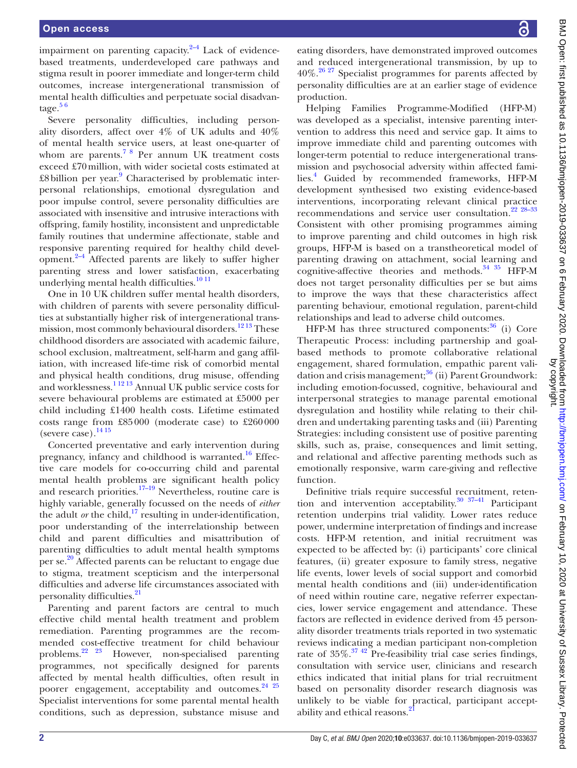impairment on parenting capacity.[2–4] Lack of evidence-based treatments, underdeveloped care pathways and stigma result in poorer immediate and longer-term child outcomes, increase intergenerational transmission of mental health difficulties and perpetuate social disadvantage.[5 6]

Severe personality difficulties, including personality disorders, affect over 4% of UK adults and 40% of mental health service users, at least one-quarter of whom are parents.[7 8] Per annum UK treatment costs exceed £70 million, with wider societal costs estimated at £8 billion per year.[9] Characterised by problematic interpersonal relationships, emotional dysregulation and poor impulse control, severe personality difficulties are associated with insensitive and intrusive interactions with offspring, family hostility, inconsistent and unpredictable family routines that undermine affectionate, stable and responsive parenting required for healthy child development.[2–4] Affected parents are likely to suffer higher parenting stress and lower satisfaction, exacerbating underlying mental health difficulties.[10 11]

One in 10 UK children suffer mental health disorders, with children of parents with severe personality difficulties at substantially higher risk of intergenerational transmission, most commonly behavioural disorders.[12 13] These childhood disorders are associated with academic failure, school exclusion, maltreatment, self-harm and gang affiliation, with increased life-time risk of comorbid mental and physical health conditions, drug misuse, offending and worklessness.[1 12 13] Annual UK public service costs for severe behavioural problems are estimated at £5000 per child including £1400 health costs. Lifetime estimated costs range from £85 000 (moderate case) to £260 000 (severe case).[14 15]

Concerted preventative and early intervention during pregnancy, infancy and childhood is warranted.[16] Effective care models for co-occurring child and parental mental health problems are significant health policy and research priorities.[17–19] Nevertheless, routine care is highly variable, generally focussed on the needs of *either* the adult *or* the child,[17] resulting in under-identification, poor understanding of the interrelationship between child and parent difficulties and misattribution of parenting difficulties to adult mental health symptoms per se.[20] Affected parents can be reluctant to engage due to stigma, treatment scepticism and the interpersonal difficulties and adverse life circumstances associated with personality difficulties.[21]

Parenting and parent factors are central to much effective child mental health treatment and problem remediation. Parenting programmes are the recommended cost-effective treatment for child behaviour problems.[22 23] However, non-specialised parenting programmes, not specifically designed for parents affected by mental health difficulties, often result in poorer engagement, acceptability and outcomes.[24 25] Specialist interventions for some parental mental health conditions, such as depression, substance misuse and eating disorders, have demonstrated improved outcomes and reduced intergenerational transmission, by up to 40%.[26 27] Specialist programmes for parents affected by personality difficulties are at an earlier stage of evidence production.

Helping Families Programme-Modified (HFP-M) was developed as a specialist, intensive parenting intervention to address this need and service gap. It aims to improve immediate child and parenting outcomes with longer-term potential to reduce intergenerational transmission and psychosocial adversity within affected families.[4] Guided by recommended frameworks, HFP-M development synthesised two existing evidence-based interventions, incorporating relevant clinical practice recommendations and service user consultation.[22 28–33] Consistent with other promising programmes aiming to improve parenting and child outcomes in high risk groups, HFP-M is based on a transtheoretical model of parenting drawing on attachment, social learning and cognitive-affective theories and methods.[34 35] HFP-M does not target personality difficulties per se but aims to improve the ways that these characteristics affect parenting behaviour, emotional regulation, parent-child relationships and lead to adverse child outcomes.

HFP-M has three structured components:[36] (i) Core Therapeutic Process: including partnership and goal-based methods to promote collaborative relational engagement, shared formulation, empathic parent validation and crisis management;[36] (ii) Parent Groundwork: including emotion-focussed, cognitive, behavioural and interpersonal strategies to manage parental emotional dysregulation and hostility while relating to their children and undertaking parenting tasks and (iii) Parenting Strategies: including consistent use of positive parenting skills, such as, praise, consequences and limit setting, and relational and affective parenting methods such as emotionally responsive, warm care-giving and reflective function.

Definitive trials require successful recruitment, retention and intervention acceptability.[30 37–41] Participant retention underpins trial validity. Lower rates reduce power, undermine interpretation of findings and increase costs. HFP-M retention, and initial recruitment was expected to be affected by: (i) participants' core clinical features, (ii) greater exposure to family stress, negative life events, lower levels of social support and comorbid mental health conditions and (iii) under-identification of need within routine care, negative referrer expectancies, lower service engagement and attendance. These factors are reflected in evidence derived from 45 personality disorder treatments trials reported in two systematic reviews indicating a median participant non-completion rate of 35%.[37 42] Pre-feasibility trial case series findings, consultation with service user, clinicians and research ethics indicated that initial plans for trial recruitment based on personality disorder research diagnosis was unlikely to be viable for practical, participant acceptability and ethical reasons.[21]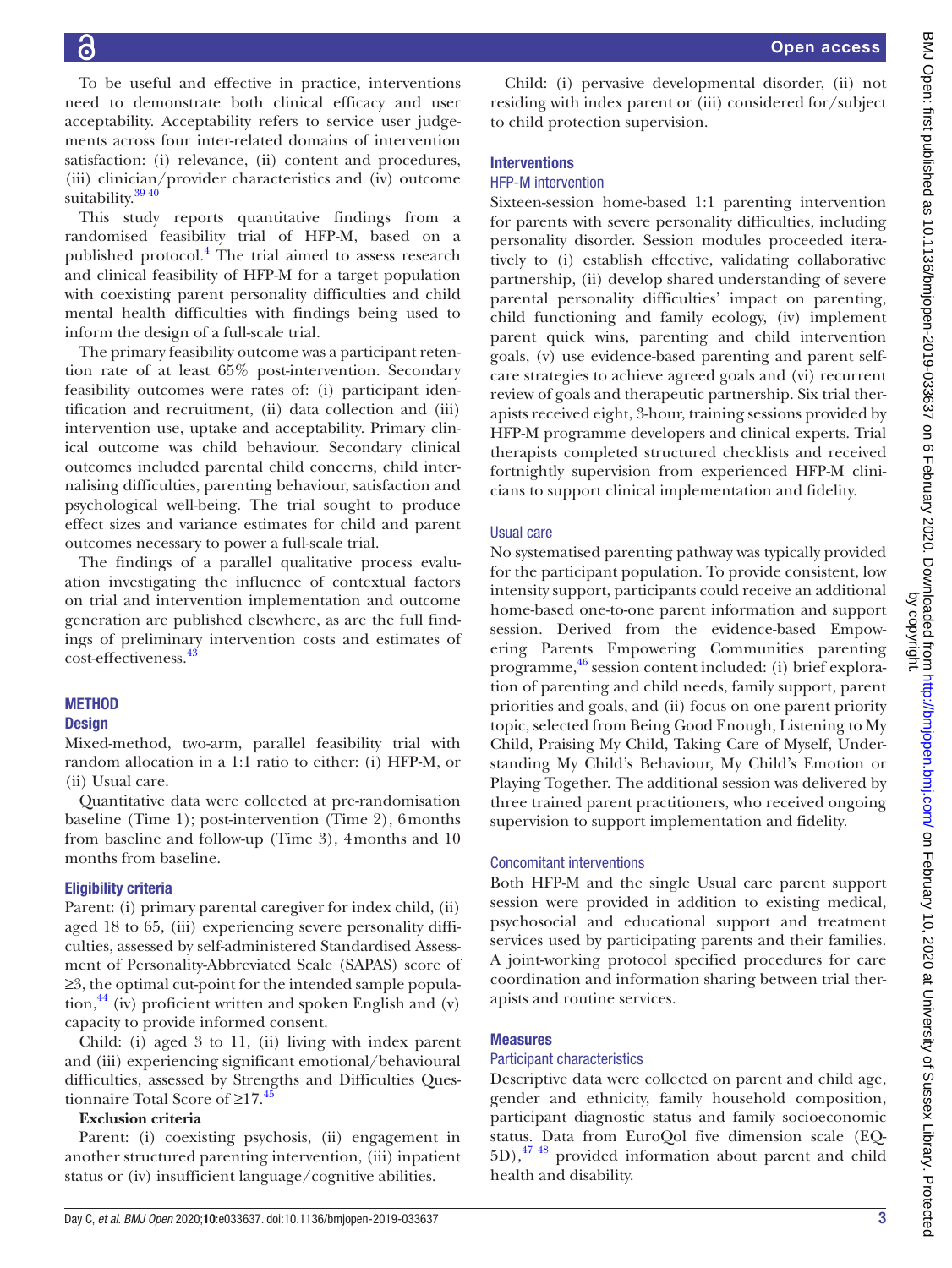To be useful and effective in practice, interventions need to demonstrate both clinical efficacy and user acceptability. Acceptability refers to service user judgements across four inter-related domains of intervention satisfaction: (i) relevance, (ii) content and procedures, (iii) clinician/provider characteristics and (iv) outcome suitability.[39 40]

This study reports quantitative findings from a randomised feasibility trial of HFP-M, based on a published protocol.[4] The trial aimed to assess research and clinical feasibility of HFP-M for a target population with coexisting parent personality difficulties and child mental health difficulties with findings being used to inform the design of a full-scale trial.

The primary feasibility outcome was a participant retention rate of at least 65% post-intervention. Secondary feasibility outcomes were rates of: (i) participant identification and recruitment, (ii) data collection and (iii) intervention use, uptake and acceptability. Primary clinical outcome was child behaviour. Secondary clinical outcomes included parental child concerns, child internalising difficulties, parenting behaviour, satisfaction and psychological well-being. The trial sought to produce effect sizes and variance estimates for child and parent outcomes necessary to power a full-scale trial.

The findings of a parallel qualitative process evaluation investigating the influence of contextual factors on trial and intervention implementation and outcome generation are published elsewhere, as are the full findings of preliminary intervention costs and estimates of cost-effectiveness.[43]

## METHOD

### Design

Mixed-method, two-arm, parallel feasibility trial with random allocation in a 1:1 ratio to either: (i) HFP-M, or (ii) Usual care.

Quantitative data were collected at pre-randomisation baseline (Time 1); post-intervention (Time 2), 6 months from baseline and follow-up (Time 3), 4 months and 10 months from baseline.

### Eligibility criteria

Parent: (i) primary parental caregiver for index child, (ii) aged 18 to 65, (iii) experiencing severe personality difficulties, assessed by self-administered Standardised Assessment of Personality-Abbreviated Scale (SAPAS) score of ≥3, the optimal cut-point for the intended sample population,[44] (iv) proficient written and spoken English and (v) capacity to provide informed consent.

Child: (i) aged 3 to 11, (ii) living with index parent and (iii) experiencing significant emotional/behavioural difficulties, assessed by Strengths and Difficulties Questionnaire Total Score of ≥17.[45]

**Exclusion criteria**

Parent: (i) coexisting psychosis, (ii) engagement in another structured parenting intervention, (iii) inpatient status or (iv) insufficient language/cognitive abilities.

Child: (i) pervasive developmental disorder, (ii) not residing with index parent or (iii) considered for/subject to child protection supervision.

### Interventions

#### HFP-M intervention

Sixteen-session home-based 1:1 parenting intervention for parents with severe personality difficulties, including personality disorder. Session modules proceeded iteratively to (i) establish effective, validating collaborative partnership, (ii) develop shared understanding of severe parental personality difficulties' impact on parenting, child functioning and family ecology, (iv) implement parent quick wins, parenting and child intervention goals, (v) use evidence-based parenting and parent self-care strategies to achieve agreed goals and (vi) recurrent review of goals and therapeutic partnership. Six trial therapists received eight, 3-hour, training sessions provided by HFP-M programme developers and clinical experts. Trial therapists completed structured checklists and received fortnightly supervision from experienced HFP-M clinicians to support clinical implementation and fidelity.

#### Usual care

No systematised parenting pathway was typically provided for the participant population. To provide consistent, low intensity support, participants could receive an additional home-based one-to-one parent information and support session. Derived from the evidence-based Empowering Parents Empowering Communities parenting programme,[46] session content included: (i) brief exploration of parenting and child needs, family support, parent priorities and goals, and (ii) focus on one parent priority topic, selected from Being Good Enough, Listening to My Child, Praising My Child, Taking Care of Myself, Understanding My Child's Behaviour, My Child's Emotion or Playing Together. The additional session was delivered by three trained parent practitioners, who received ongoing supervision to support implementation and fidelity.

#### Concomitant interventions

Both HFP-M and the single Usual care parent support session were provided in addition to existing medical, psychosocial and educational support and treatment services used by participating parents and their families. A joint-working protocol specified procedures for care coordination and information sharing between trial therapists and routine services.

### Measures

#### Participant characteristics

Descriptive data were collected on parent and child age, gender and ethnicity, family household composition, participant diagnostic status and family socioeconomic status. Data from EuroQol five dimension scale (EQ-5D),[47 48] provided information about parent and child health and disability.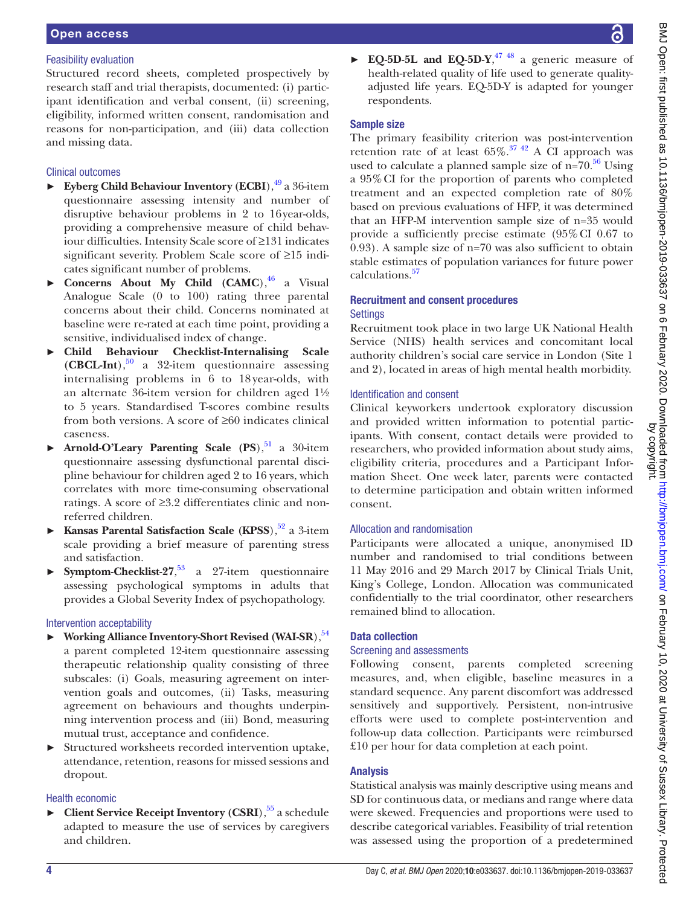### Feasibility evaluation

Structured record sheets, completed prospectively by research staff and trial therapists, documented: (i) participant identification and verbal consent, (ii) screening, eligibility, informed written consent, randomisation and reasons for non-participation, and (iii) data collection and missing data.

### Clinical outcomes

- **Eyberg Child Behaviour Inventory (ECBI)**,[49] a 36-item questionnaire assessing intensity and number of disruptive behaviour problems in 2 to 16 year-olds, providing a comprehensive measure of child behaviour difficulties. Intensity Scale score of ≥131 indicates significant severity. Problem Scale score of ≥15 indicates significant number of problems.
- **Concerns About My Child (CAMC)**,[46] a Visual Analogue Scale (0 to 100) rating three parental concerns about their child. Concerns nominated at baseline were re-rated at each time point, providing a sensitive, individualised index of change.
- **Child Behaviour Checklist-Internalising Scale (CBCL-Int)**,[50] a 32-item questionnaire assessing internalising problems in 6 to 18 year-olds, with an alternate 36-item version for children aged 1½ to 5 years. Standardised T-scores combine results from both versions. A score of ≥60 indicates clinical caseness.
- **Arnold-O'Leary Parenting Scale (PS)**,[51] a 30-item questionnaire assessing dysfunctional parental discipline behaviour for children aged 2 to 16 years, which correlates with more time-consuming observational ratings. A score of ≥3.2 differentiates clinic and non-referred children.
- **Kansas Parental Satisfaction Scale (KPSS)**,[52] a 3-item scale providing a brief measure of parenting stress and satisfaction.
- **Symptom-Checklist-27**,[53] a 27-item questionnaire assessing psychological symptoms in adults that provides a Global Severity Index of psychopathology.

### Intervention acceptability

- **Working Alliance Inventory-Short Revised (WAI-SR)**,[54] a parent completed 12-item questionnaire assessing therapeutic relationship quality consisting of three subscales: (i) Goals, measuring agreement on intervention goals and outcomes, (ii) Tasks, measuring agreement on behaviours and thoughts underpinning intervention process and (iii) Bond, measuring mutual trust, acceptance and confidence.
- Structured worksheets recorded intervention uptake, attendance, retention, reasons for missed sessions and dropout.

### Health economic

- **Client Service Receipt Inventory (CSRI)**,[55] a schedule adapted to measure the use of services by caregivers and children.
- **EQ-5D-5L and EQ-5D-Y**,[47,48] a generic measure of health-related quality of life used to generate quality-adjusted life years. EQ-5D-Y is adapted for younger respondents.

## Sample size

The primary feasibility criterion was post-intervention retention rate of at least 65%.[37,42] A CI approach was used to calculate a planned sample size of n=70.[56] Using a 95% CI for the proportion of parents who completed treatment and an expected completion rate of 80% based on previous evaluations of HFP, it was determined that an HFP-M intervention sample size of n=35 would provide a sufficiently precise estimate (95% CI 0.67 to 0.93). A sample size of n=70 was also sufficient to obtain stable estimates of population variances for future power calculations.[57]

## Recruitment and consent procedures

### Settings

Recruitment took place in two large UK National Health Service (NHS) health services and concomitant local authority children's social care service in London (Site 1 and 2), located in areas of high mental health morbidity.

### Identification and consent

Clinical keyworkers undertook exploratory discussion and provided written information to potential participants. With consent, contact details were provided to researchers, who provided information about study aims, eligibility criteria, procedures and a Participant Information Sheet. One week later, parents were contacted to determine participation and obtain written informed consent.

### Allocation and randomisation

Participants were allocated a unique, anonymised ID number and randomised to trial conditions between 11 May 2016 and 29 March 2017 by Clinical Trials Unit, King's College, London. Allocation was communicated confidentially to the trial coordinator, other researchers remained blind to allocation.

## Data collection

### Screening and assessments

Following consent, parents completed screening measures, and, when eligible, baseline measures in a standard sequence. Any parent discomfort was addressed sensitively and supportively. Persistent, non-intrusive efforts were used to complete post-intervention and follow-up data collection. Participants were reimbursed £10 per hour for data completion at each point.

## Analysis

Statistical analysis was mainly descriptive using means and SD for continuous data, or medians and range where data were skewed. Frequencies and proportions were used to describe categorical variables. Feasibility of trial retention was assessed using the proportion of a predetermined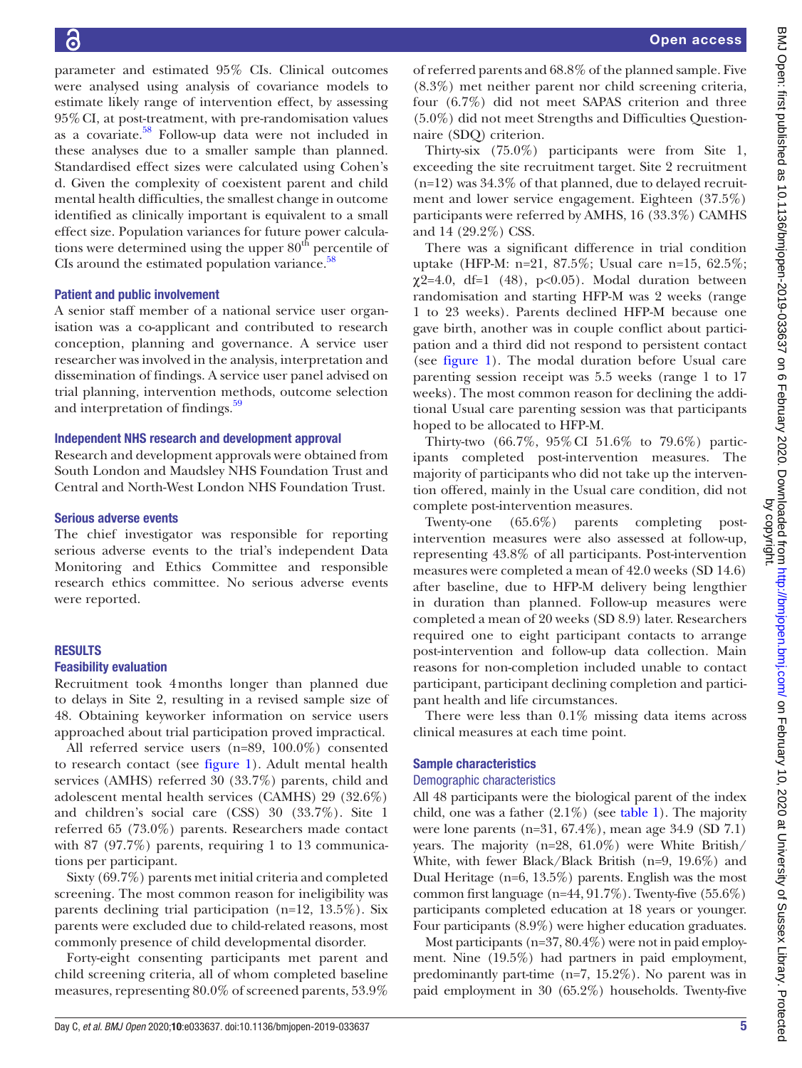parameter and estimated 95% CIs. Clinical outcomes were analysed using analysis of covariance models to estimate likely range of intervention effect, by assessing 95% CI, at post-treatment, with pre-randomisation values as a covariate.[58] Follow-up data were not included in these analyses due to a smaller sample than planned. Standardised effect sizes were calculated using Cohen's d. Given the complexity of coexistent parent and child mental health difficulties, the smallest change in outcome identified as clinically important is equivalent to a small effect size. Population variances for future power calculations were determined using the upper 80$^{th}$ percentile of CIs around the estimated population variance.[58]

### Patient and public involvement

A senior staff member of a national service user organisation was a co-applicant and contributed to research conception, planning and governance. A service user researcher was involved in the analysis, interpretation and dissemination of findings. A service user panel advised on trial planning, intervention methods, outcome selection and interpretation of findings.[59]

### Independent NHS research and development approval

Research and development approvals were obtained from South London and Maudsley NHS Foundation Trust and Central and North-West London NHS Foundation Trust.

### Serious adverse events

The chief investigator was responsible for reporting serious adverse events to the trial's independent Data Monitoring and Ethics Committee and responsible research ethics committee. No serious adverse events were reported.

## RESULTS

### Feasibility evaluation

Recruitment took 4 months longer than planned due to delays in Site 2, resulting in a revised sample size of 48. Obtaining keyworker information on service users approached about trial participation proved impractical.

All referred service users (n=89, 100.0%) consented to research contact (see figure 1). Adult mental health services (AMHS) referred 30 (33.7%) parents, child and adolescent mental health services (CAMHS) 29 (32.6%) and children's social care (CSS) 30 (33.7%). Site 1 referred 65 (73.0%) parents. Researchers made contact with 87 (97.7%) parents, requiring 1 to 13 communications per participant.

Sixty (69.7%) parents met initial criteria and completed screening. The most common reason for ineligibility was parents declining trial participation (n=12, 13.5%). Six parents were excluded due to child-related reasons, most commonly presence of child developmental disorder.

Forty-eight consenting participants met parent and child screening criteria, all of whom completed baseline measures, representing 80.0% of screened parents, 53.9% of referred parents and 68.8% of the planned sample. Five (8.3%) met neither parent nor child screening criteria, four (6.7%) did not meet SAPAS criterion and three (5.0%) did not meet Strengths and Difficulties Questionnaire (SDQ) criterion.

Thirty-six (75.0%) participants were from Site 1, exceeding the site recruitment target. Site 2 recruitment (n=12) was 34.3% of that planned, due to delayed recruitment and lower service engagement. Eighteen (37.5%) participants were referred by AMHS, 16 (33.3%) CAMHS and 14 (29.2%) CSS.

There was a significant difference in trial condition uptake (HFP-M: n=21, 87.5%; Usual care n=15, 62.5%; $\chi^2$=4.0, df=1 (48), $p<0.05$). Modal duration between randomisation and starting HFP-M was 2 weeks (range 1 to 23 weeks). Parents declined HFP-M because one gave birth, another was in couple conflict about participation and a third did not respond to persistent contact (see figure 1). The modal duration before Usual care parenting session receipt was 5.5 weeks (range 1 to 17 weeks). The most common reason for declining the additional Usual care parenting session was that participants hoped to be allocated to HFP-M.

Thirty-two (66.7%, 95% CI 51.6% to 79.6%) participants completed post-intervention measures. The majority of participants who did not take up the intervention offered, mainly in the Usual care condition, did not complete post-intervention measures.

Twenty-one (65.6%) parents completing post-intervention measures were also assessed at follow-up, representing 43.8% of all participants. Post-intervention measures were completed a mean of 42.0 weeks (SD 14.6) after baseline, due to HFP-M delivery being lengthier in duration than planned. Follow-up measures were completed a mean of 20 weeks (SD 8.9) later. Researchers required one to eight participant contacts to arrange post-intervention and follow-up data collection. Main reasons for non-completion included unable to contact participant, participant declining completion and participant health and life circumstances.

There were less than 0.1% missing data items across clinical measures at each time point.

### Sample characteristics

#### Demographic characteristics

All 48 participants were the biological parent of the index child, one was a father (2.1%) (see table 1). The majority were lone parents (n=31, 67.4%), mean age 34.9 (SD 7.1) years. The majority (n=28, 61.0%) were White British/White, with fewer Black/Black British (n=9, 19.6%) and Dual Heritage (n=6, 13.5%) parents. English was the most common first language (n=44, 91.7%). Twenty-five (55.6%) participants completed education at 18 years or younger. Four participants (8.9%) were higher education graduates.

Most participants (n=37, 80.4%) were not in paid employment. Nine (19.5%) had partners in paid employment, predominantly part-time (n=7, 15.2%). No parent was in paid employment in 30 (65.2%) households. Twenty-five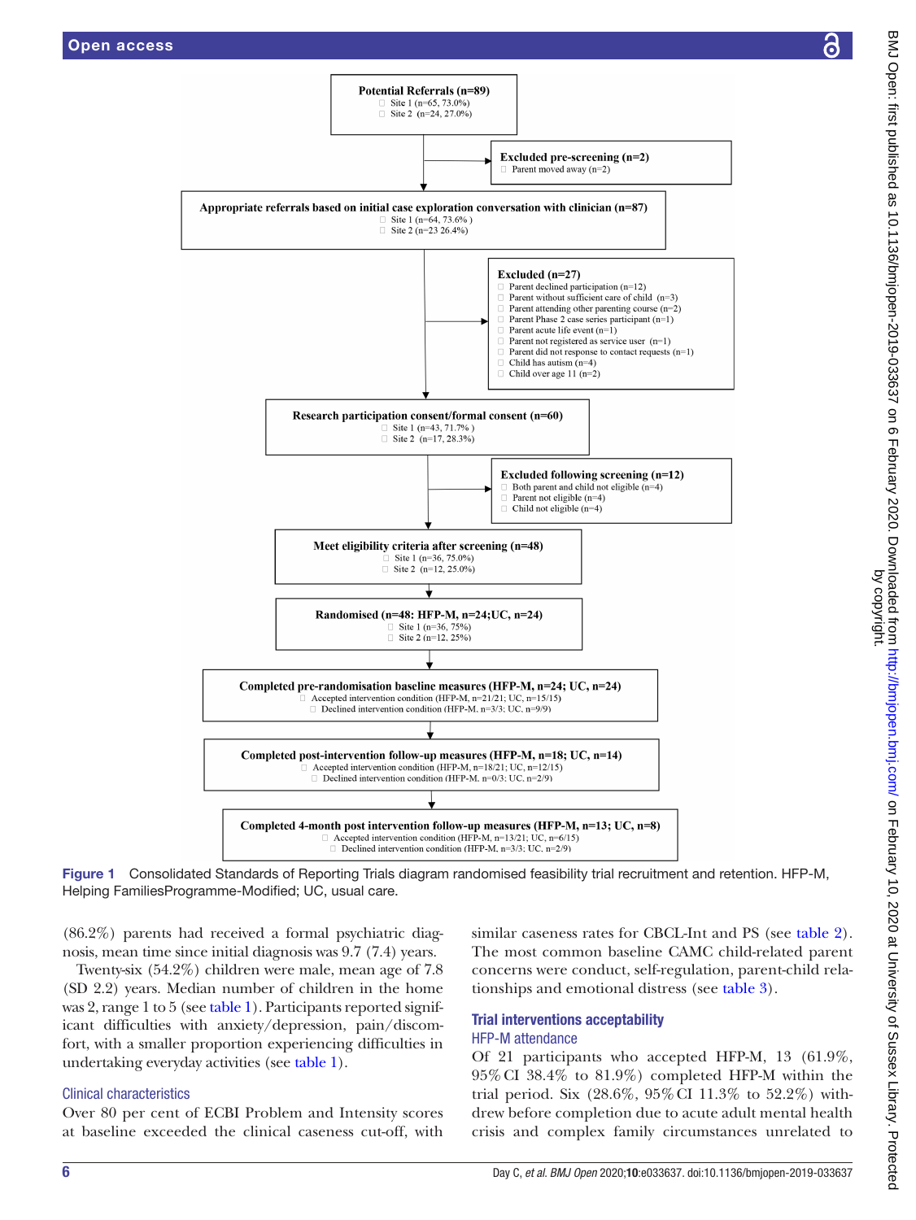**Potential Referrals (n=89)**
- Site 1 (n=65, 73.0%)
- Site 2 (n=24, 27.0%)

**Excluded pre-screening (n=2)**
- Parent moved away (n=2)

**Appropriate referrals based on initial case exploration conversation with clinician (n=87)**
- Site 1 (n=64, 73.6% )
- Site 2 (n=23 26.4%)

**Excluded (n=27)**
- Parent declined participation (n=12)
- Parent without sufficient care of child (n=3)
- Parent attending other parenting course (n=2)
- Parent Phase 2 case series participant (n=1)
- Parent acute life event (n=1)
- Parent not registered as service user (n=1)
- Parent did not response to contact requests (n=1)
- Child has autism (n=4)
- Child over age 11 (n=2)

**Research participation consent/formal consent (n=60)**
- Site 1 (n=43, 71.7% )
- Site 2 (n=17, 28.3%)

**Excluded following screening (n=12)**
- Both parent and child not eligible (n=4)
- Parent not eligible (n=4)
- Child not eligible (n=4)

**Meet eligibility criteria after screening (n=48)**
- Site 1 (n=36, 75.0%)
- Site 2 (n=12, 25.0%)

**Randomised (n=48: HFP-M, n=24;UC, n=24)**
- Site 1 (n=36, 75%)
- Site 2 (n=12, 25%)

**Completed pre-randomisation baseline measures (HFP-M, n=24; UC, n=24)**
- Accepted intervention condition (HFP-M, n=21/21; UC, n=15/15)
- Declined intervention condition (HFP-M, n=3/3; UC, n=9/9)

**Completed post-intervention follow-up measures (HFP-M, n=18; UC, n=14)**
- Accepted intervention condition (HFP-M, n=18/21; UC, n=12/15)
- Declined intervention condition (HFP-M, n=0/3; UC, n=2/9)

**Completed 4-month post intervention follow-up measures (HFP-M, n=13; UC, n=8)**
- Accepted intervention condition (HFP-M, n=13/21; UC, n=6/15)
- Declined intervention condition (HFP-M, n=3/3; UC, n=2/9)

Figure 1 Consolidated Standards of Reporting Trials diagram randomised feasibility trial recruitment and retention. HFP-M, Helping FamiliesProgramme-Modified; UC, usual care.

(86.2%) parents had received a formal psychiatric diagnosis, mean time since initial diagnosis was 9.7 (7.4) years.

Twenty-six (54.2%) children were male, mean age of 7.8 (SD 2.2) years. Median number of children in the home was 2, range 1 to 5 (see table 1). Participants reported significant difficulties with anxiety/depression, pain/discomfort, with a smaller proportion experiencing difficulties in undertaking everyday activities (see table 1).

### Clinical characteristics

Over 80 per cent of ECBI Problem and Intensity scores at baseline exceeded the clinical caseness cut-off, with similar caseness rates for CBCL-Int and PS (see table 2). The most common baseline CAMC child-related parent concerns were conduct, self-regulation, parent-child relationships and emotional distress (see table 3).

## Trial interventions acceptability

### HFP-M attendance

Of 21 participants who accepted HFP-M, 13 (61.9%, 95% CI 38.4% to 81.9%) completed HFP-M within the trial period. Six (28.6%, 95% CI 11.3% to 52.2%) withdrew before completion due to acute adult mental health crisis and complex family circumstances unrelated to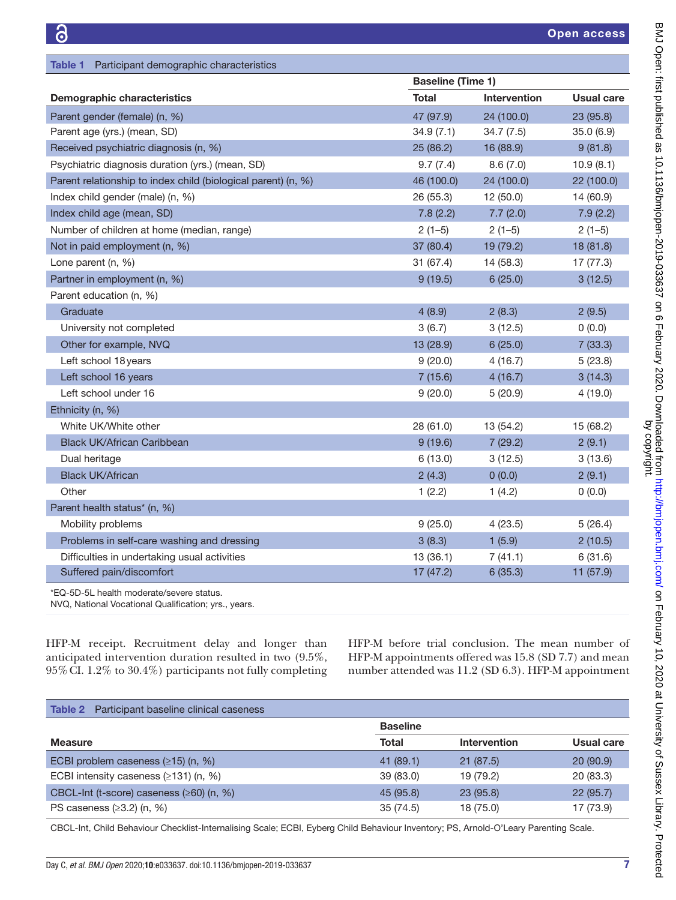Table 1 Participant demographic characteristics

| Demographic characteristics | Baseline (Time 1) Total | Intervention | Usual care |
|---|---|---|---|
| Parent gender (female) (n, %) | 47 (97.9) | 24 (100.0) | 23 (95.8) |
| Parent age (yrs.) (mean, SD) | 34.9 (7.1) | 34.7 (7.5) | 35.0 (6.9) |
| Received psychiatric diagnosis (n, %) | 25 (86.2) | 16 (88.9) | 9 (81.8) |
| Psychiatric diagnosis duration (yrs.) (mean, SD) | 9.7 (7.4) | 8.6 (7.0) | 10.9 (8.1) |
| Parent relationship to index child (biological parent) (n, %) | 46 (100.0) | 24 (100.0) | 22 (100.0) |
| Index child gender (male) (n, %) | 26 (55.3) | 12 (50.0) | 14 (60.9) |
| Index child age (mean, SD) | 7.8 (2.2) | 7.7 (2.0) | 7.9 (2.2) |
| Number of children at home (median, range) | 2 (1–5) | 2 (1–5) | 2 (1–5) |
| Not in paid employment (n, %) | 37 (80.4) | 19 (79.2) | 18 (81.8) |
| Lone parent (n, %) | 31 (67.4) | 14 (58.3) | 17 (77.3) |
| Partner in employment (n, %) | 9 (19.5) | 6 (25.0) | 3 (12.5) |
| Parent education (n, %) | | | |
| Graduate | 4 (8.9) | 2 (8.3) | 2 (9.5) |
| University not completed | 3 (6.7) | 3 (12.5) | 0 (0.0) |
| Other for example, NVQ | 13 (28.9) | 6 (25.0) | 7 (33.3) |
| Left school 18 years | 9 (20.0) | 4 (16.7) | 5 (23.8) |
| Left school 16 years | 7 (15.6) | 4 (16.7) | 3 (14.3) |
| Left school under 16 | 9 (20.0) | 5 (20.9) | 4 (19.0) |
| Ethnicity (n, %) | | | |
| White UK/White other | 28 (61.0) | 13 (54.2) | 15 (68.2) |
| Black UK/African Caribbean | 9 (19.6) | 7 (29.2) | 2 (9.1) |
| Dual heritage | 6 (13.0) | 3 (12.5) | 3 (13.6) |
| Black UK/African | 2 (4.3) | 0 (0.0) | 2 (9.1) |
| Other | 1 (2.2) | 1 (4.2) | 0 (0.0) |
| Parent health status* (n, %) | | | |
| Mobility problems | 9 (25.0) | 4 (23.5) | 5 (26.4) |
| Problems in self-care washing and dressing | 3 (8.3) | 1 (5.9) | 2 (10.5) |
| Difficulties in undertaking usual activities | 13 (36.1) | 7 (41.1) | 6 (31.6) |
| Suffered pain/discomfort | 17 (47.2) | 6 (35.3) | 11 (57.9) |

*EQ-5D-5L health moderate/severe status.
NVQ, National Vocational Qualification; yrs., years.

HFP-M receipt. Recruitment delay and longer than anticipated intervention duration resulted in two (9.5%, 95% CI. 1.2% to 30.4%) participants not fully completing HFP-M before trial conclusion. The mean number of HFP-M appointments offered was 15.8 (SD 7.7) and mean number attended was 11.2 (SD 6.3). HFP-M appointment

Table 2 Participant baseline clinical caseness

| Measure | Baseline Total | Intervention | Usual care |
|---|---|---|---|
| ECBI problem caseness (≥15) (n, %) | 41 (89.1) | 21 (87.5) | 20 (90.9) |
| ECBI intensity caseness (≥131) (n, %) | 39 (83.0) | 19 (79.2) | 20 (83.3) |
| CBCL-Int (t-score) caseness (≥60) (n, %) | 45 (95.8) | 23 (95.8) | 22 (95.7) |
| PS caseness (≥3.2) (n, %) | 35 (74.5) | 18 (75.0) | 17 (73.9) |

CBCL-Int, Child Behaviour Checklist-Internalising Scale; ECBI, Eyberg Child Behaviour Inventory; PS, Arnold-O'Leary Parenting Scale.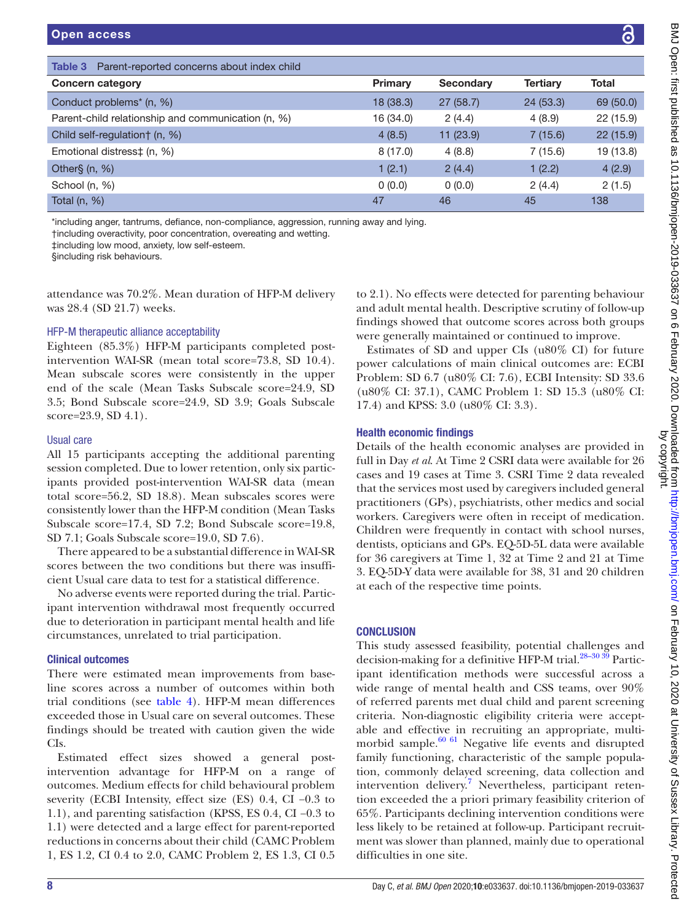Table 3 Parent-reported concerns about index child

| Concern category | Primary | Secondary | Tertiary | Total |
|---|---|---|---|---|
| Conduct problems* (n, %) | 18 (38.3) | 27 (58.7) | 24 (53.3) | 69 (50.0) |
| Parent-child relationship and communication (n, %) | 16 (34.0) | 2 (4.4) | 4 (8.9) | 22 (15.9) |
| Child self-regulation† (n, %) | 4 (8.5) | 11 (23.9) | 7 (15.6) | 22 (15.9) |
| Emotional distress‡ (n, %) | 8 (17.0) | 4 (8.8) | 7 (15.6) | 19 (13.8) |
| Other§ (n, %) | 1 (2.1) | 2 (4.4) | 1 (2.2) | 4 (2.9) |
| School (n, %) | 0 (0.0) | 0 (0.0) | 2 (4.4) | 2 (1.5) |
| Total (n, %) | 47 | 46 | 45 | 138 |

*including anger, tantrums, defiance, non-compliance, aggression, running away and lying.
†including overactivity, poor concentration, overeating and wetting.
‡including low mood, anxiety, low self-esteem.
§including risk behaviours.

attendance was 70.2%. Mean duration of HFP-M delivery was 28.4 (SD 21.7) weeks.

### HFP-M therapeutic alliance acceptability

Eighteen (85.3%) HFP-M participants completed post-intervention WAI-SR (mean total score=73.8, SD 10.4). Mean subscale scores were consistently in the upper end of the scale (Mean Tasks Subscale score=24.9, SD 3.5; Bond Subscale score=24.9, SD 3.9; Goals Subscale score=23.9, SD 4.1).

### Usual care

All 15 participants accepting the additional parenting session completed. Due to lower retention, only six participants provided post-intervention WAI-SR data (mean total score=56.2, SD 18.8). Mean subscales scores were consistently lower than the HFP-M condition (Mean Tasks Subscale score=17.4, SD 7.2; Bond Subscale score=19.8, SD 7.1; Goals Subscale score=19.0, SD 7.6).

There appeared to be a substantial difference in WAI-SR scores between the two conditions but there was insufficient Usual care data to test for a statistical difference.

No adverse events were reported during the trial. Participant intervention withdrawal most frequently occurred due to deterioration in participant mental health and life circumstances, unrelated to trial participation.

## Clinical outcomes

There were estimated mean improvements from baseline scores across a number of outcomes within both trial conditions (see table 4). HFP-M mean differences exceeded those in Usual care on several outcomes. These findings should be treated with caution given the wide CIs.

Estimated effect sizes showed a general post-intervention advantage for HFP-M on a range of outcomes. Medium effects for child behavioural problem severity (ECBI Intensity, effect size (ES) 0.4, CI −0.3 to 1.1), and parenting satisfaction (KPSS, ES 0.4, CI −0.3 to 1.1) were detected and a large effect for parent-reported reductions in concerns about their child (CAMC Problem 1, ES 1.2, CI 0.4 to 2.0, CAMC Problem 2, ES 1.3, CI 0.5 to 2.1). No effects were detected for parenting behaviour and adult mental health. Descriptive scrutiny of follow-up findings showed that outcome scores across both groups were generally maintained or continued to improve.

Estimates of SD and upper CIs (u80% CI) for future power calculations of main clinical outcomes are: ECBI Problem: SD 6.7 (u80% CI: 7.6), ECBI Intensity: SD 33.6 (u80% CI: 37.1), CAMC Problem 1: SD 15.3 (u80% CI: 17.4) and KPSS: 3.0 (u80% CI: 3.3).

## Health economic findings

Details of the health economic analyses are provided in full in Day *et al*. At Time 2 CSRI data were available for 26 cases and 19 cases at Time 3. CSRI Time 2 data revealed that the services most used by caregivers included general practitioners (GPs), psychiatrists, other medics and social workers. Caregivers were often in receipt of medication. Children were frequently in contact with school nurses, dentists, opticians and GPs. EQ-5D-5L data were available for 36 caregivers at Time 1, 32 at Time 2 and 21 at Time 3. EQ-5D-Y data were available for 38, 31 and 20 children at each of the respective time points.

## CONCLUSION

This study assessed feasibility, potential challenges and decision-making for a definitive HFP-M trial.[28–30 39] Participant identification methods were successful across a wide range of mental health and CSS teams, over 90% of referred parents met dual child and parent screening criteria. Non-diagnostic eligibility criteria were acceptable and effective in recruiting an appropriate, multimorbid sample.[60 61] Negative life events and disrupted family functioning, characteristic of the sample population, commonly delayed screening, data collection and intervention delivery.[7] Nevertheless, participant retention exceeded the a priori primary feasibility criterion of 65%. Participants declining intervention conditions were less likely to be retained at follow-up. Participant recruitment was slower than planned, mainly due to operational difficulties in one site.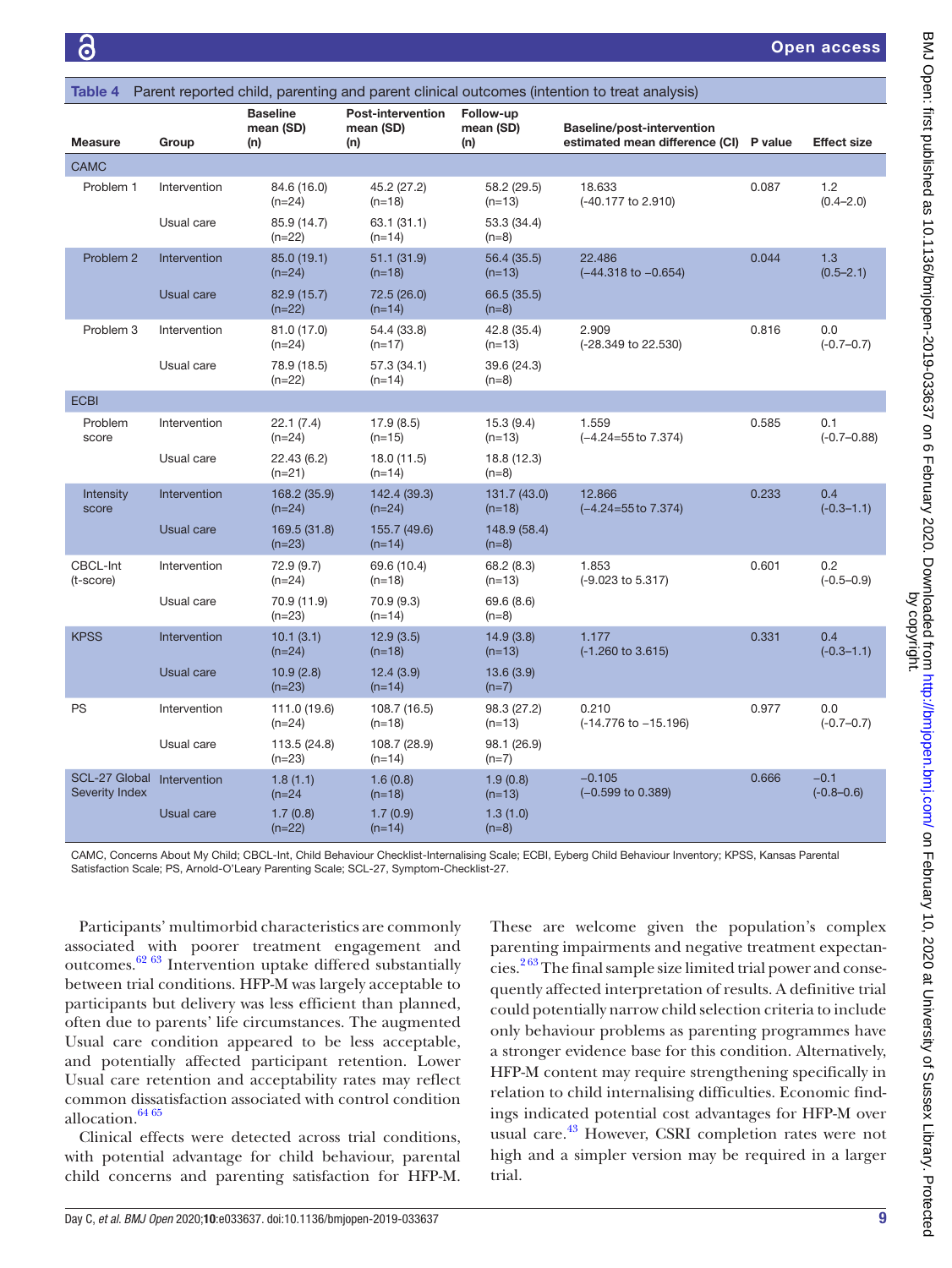**Table 4** Parent reported child, parenting and parent clinical outcomes (intention to treat analysis)

| Measure | Group | Baseline mean (SD) (n) | Post-intervention mean (SD) (n) | Follow-up mean (SD) (n) | Baseline/post-intervention estimated mean difference (CI) | P value | Effect size |
|---|---|---|---|---|---|---|---|
| **CAMC** | | | | | | | |
| Problem 1 | Intervention | 84.6 (16.0) (n=24) | 45.2 (27.2) (n=18) | 58.2 (29.5) (n=13) | 18.633 (-40.177 to 2.910) | 0.087 | 1.2 (0.4–2.0) |
| | Usual care | 85.9 (14.7) (n=22) | 63.1 (31.1) (n=14) | 53.3 (34.4) (n=8) | | | |
| Problem 2 | Intervention | 85.0 (19.1) (n=24) | 51.1 (31.9) (n=18) | 56.4 (35.5) (n=13) | 22.486 (−44.318 to −0.654) | 0.044 | 1.3 (0.5–2.1) |
| | Usual care | 82.9 (15.7) (n=22) | 72.5 (26.0) (n=14) | 66.5 (35.5) (n=8) | | | |
| Problem 3 | Intervention | 81.0 (17.0) (n=24) | 54.4 (33.8) (n=17) | 42.8 (35.4) (n=13) | 2.909 (-28.349 to 22.530) | 0.816 | 0.0 (-0.7–0.7) |
| | Usual care | 78.9 (18.5) (n=22) | 57.3 (34.1) (n=14) | 39.6 (24.3) (n=8) | | | |
| **ECBI** | | | | | | | |
| Problem score | Intervention | 22.1 (7.4) (n=24) | 17.9 (8.5) (n=15) | 15.3 (9.4) (n=13) | 1.559 (−4.24=55to 7.374) | 0.585 | 0.1 (-0.7–0.88) |
| | Usual care | 22.43 (6.2) (n=21) | 18.0 (11.5) (n=14) | 18.8 (12.3) (n=8) | | | |
| Intensity score | Intervention | 168.2 (35.9) (n=24) | 142.4 (39.3) (n=24) | 131.7 (43.0) (n=18) | 12.866 (−4.24=55to 7.374) | 0.233 | 0.4 (-0.3–1.1) |
| | Usual care | 169.5 (31.8) (n=23) | 155.7 (49.6) (n=14) | 148.9 (58.4) (n=8) | | | |
| CBCL-Int (t-score) | Intervention | 72.9 (9.7) (n=24) | 69.6 (10.4) (n=18) | 68.2 (8.3) (n=13) | 1.853 (-9.023 to 5.317) | 0.601 | 0.2 (-0.5–0.9) |
| | Usual care | 70.9 (11.9) (n=23) | 70.9 (9.3) (n=14) | 69.6 (8.6) (n=8) | | | |
| KPSS | Intervention | 10.1 (3.1) (n=24) | 12.9 (3.5) (n=18) | 14.9 (3.8) (n=13) | 1.177 (-1.260 to 3.615) | 0.331 | 0.4 (-0.3–1.1) |
| | Usual care | 10.9 (2.8) (n=23) | 12.4 (3.9) (n=14) | 13.6 (3.9) (n=7) | | | |
| PS | Intervention | 111.0 (19.6) (n=24) | 108.7 (16.5) (n=18) | 98.3 (27.2) (n=13) | 0.210 (-14.776 to −15.196) | 0.977 | 0.0 (-0.7–0.7) |
| | Usual care | 113.5 (24.8) (n=23) | 108.7 (28.9) (n=14) | 98.1 (26.9) (n=7) | | | |
| SCL-27 Global Severity Index | Intervention | 1.8 (1.1) (n=24 | 1.6 (0.8) (n=18) | 1.9 (0.8) (n=13) | −0.105 (−0.599 to 0.389) | 0.666 | −0.1 (-0.8–0.6) |
| | Usual care | 1.7 (0.8) (n=22) | 1.7 (0.9) (n=14) | 1.3 (1.0) (n=8) | | | |

CAMC, Concerns About My Child; CBCL-Int, Child Behaviour Checklist-Internalising Scale; ECBI, Eyberg Child Behaviour Inventory; KPSS, Kansas Parental Satisfaction Scale; PS, Arnold-O'Leary Parenting Scale; SCL-27, Symptom-Checklist-27.

Participants' multimorbid characteristics are commonly associated with poorer treatment engagement and outcomes.[62 63] Intervention uptake differed substantially between trial conditions. HFP-M was largely acceptable to participants but delivery was less efficient than planned, often due to parents' life circumstances. The augmented Usual care condition appeared to be less acceptable, and potentially affected participant retention. Lower Usual care retention and acceptability rates may reflect common dissatisfaction associated with control condition allocation.[64 65]

Clinical effects were detected across trial conditions, with potential advantage for child behaviour, parental child concerns and parenting satisfaction for HFP-M. These are welcome given the population's complex parenting impairments and negative treatment expectancies.[2 63] The final sample size limited trial power and consequently affected interpretation of results. A definitive trial could potentially narrow child selection criteria to include only behaviour problems as parenting programmes have a stronger evidence base for this condition. Alternatively, HFP-M content may require strengthening specifically in relation to child internalising difficulties. Economic findings indicated potential cost advantages for HFP-M over usual care.[43] However, CSRI completion rates were not high and a simpler version may be required in a larger trial.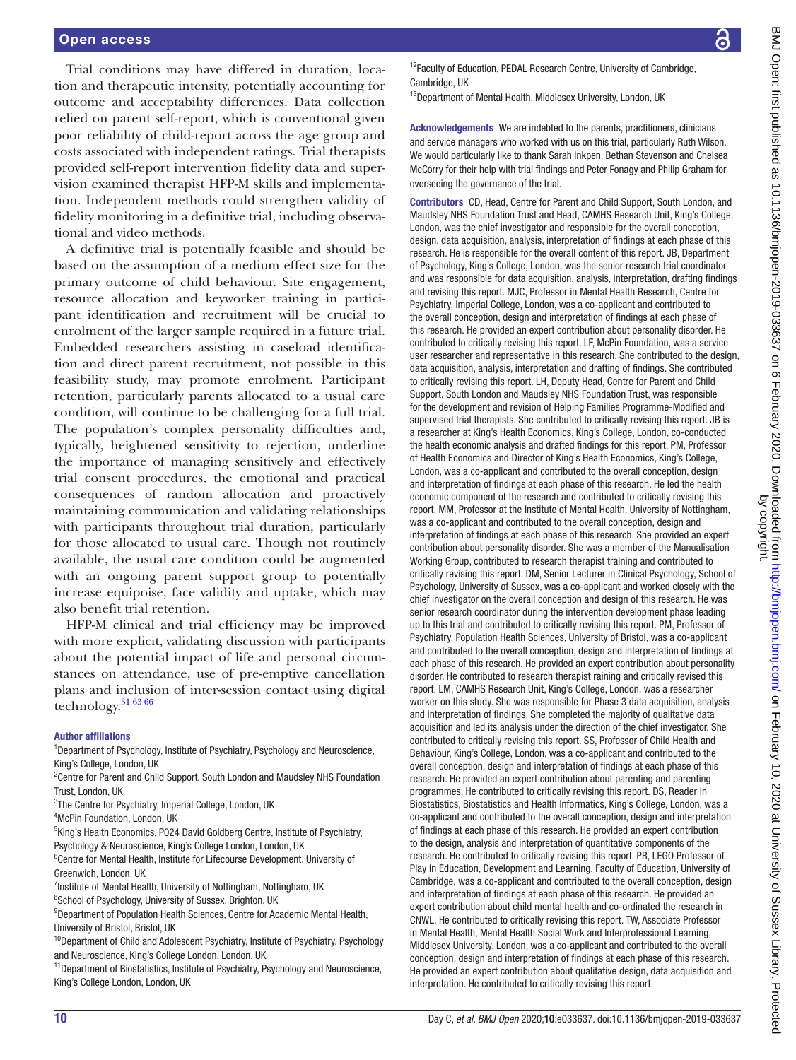Trial conditions may have differed in duration, location and therapeutic intensity, potentially accounting for outcome and acceptability differences. Data collection relied on parent self-report, which is conventional given poor reliability of child-report across the age group and costs associated with independent ratings. Trial therapists provided self-report intervention fidelity data and supervision examined therapist HFP-M skills and implementation. Independent methods could strengthen validity of fidelity monitoring in a definitive trial, including observational and video methods.

A definitive trial is potentially feasible and should be based on the assumption of a medium effect size for the primary outcome of child behaviour. Site engagement, resource allocation and keyworker training in participant identification and recruitment will be crucial to enrolment of the larger sample required in a future trial. Embedded researchers assisting in caseload identification and direct parent recruitment, not possible in this feasibility study, may promote enrolment. Participant retention, particularly parents allocated to a usual care condition, will continue to be challenging for a full trial. The population's complex personality difficulties and, typically, heightened sensitivity to rejection, underline the importance of managing sensitively and effectively trial consent procedures, the emotional and practical consequences of random allocation and proactively maintaining communication and validating relationships with participants throughout trial duration, particularly for those allocated to usual care. Though not routinely available, the usual care condition could be augmented with an ongoing parent support group to potentially increase equipoise, face validity and uptake, which may also benefit trial retention.

HFP-M clinical and trial efficiency may be improved with more explicit, validating discussion with participants about the potential impact of life and personal circumstances on attendance, use of pre-emptive cancellation plans and inclusion of inter-session contact using digital technology.[31 63 66]

#### Author affiliations

[1]Department of Psychology, Institute of Psychiatry, Psychology and Neuroscience, King's College, London, UK
[2]Centre for Parent and Child Support, South London and Maudsley NHS Foundation Trust, London, UK
[3]The Centre for Psychiatry, Imperial College, London, UK
[4]McPin Foundation, London, UK
[5]King's Health Economics, P024 David Goldberg Centre, Institute of Psychiatry, Psychology & Neuroscience, King's College London, London, UK
[6]Centre for Mental Health, Institute for Lifecourse Development, University of Greenwich, London, UK
[7]Institute of Mental Health, University of Nottingham, Nottingham, UK
[8]School of Psychology, University of Sussex, Brighton, UK
[9]Department of Population Health Sciences, Centre for Academic Mental Health, University of Bristol, Bristol, UK
[10]Department of Child and Adolescent Psychiatry, Institute of Psychiatry, Psychology and Neuroscience, King's College London, London, UK
[11]Department of Biostatistics, Institute of Psychiatry, Psychology and Neuroscience, King's College London, London, UK
[12]Faculty of Education, PEDAL Research Centre, University of Cambridge, Cambridge, UK
[13]Department of Mental Health, Middlesex University, London, UK

**Acknowledgements** We are indebted to the parents, practitioners, clinicians and service managers who worked with us on this trial, particularly Ruth Wilson. We would particularly like to thank Sarah Inkpen, Bethan Stevenson and Chelsea McCorry for their help with trial findings and Peter Fonagy and Philip Graham for overseeing the governance of the trial.

**Contributors** CD, Head, Centre for Parent and Child Support, South London, and Maudsley NHS Foundation Trust and Head, CAMHS Research Unit, King's College, London, was the chief investigator and responsible for the overall conception, design, data acquisition, analysis, interpretation of findings at each phase of this research. He is responsible for the overall content of this report. JB, Department of Psychology, King's College, London, was the senior research trial coordinator and was responsible for data acquisition, analysis, interpretation, drafting findings and revising this report. MJC, Professor in Mental Health Research, Centre for Psychiatry, Imperial College, London, was a co-applicant and contributed to the overall conception, design and interpretation of findings at each phase of this research. He provided an expert contribution about personality disorder. He contributed to critically revising this report. LF, McPin Foundation, was a service user researcher and representative in this research. She contributed to the design, data acquisition, analysis, interpretation and drafting of findings. She contributed to critically revising this report. LH, Deputy Head, Centre for Parent and Child Support, South London and Maudsley NHS Foundation Trust, was responsible for the development and revision of Helping Families Programme-Modified and supervised trial therapists. She contributed to critically revising this report. JB is a researcher at King's Health Economics, King's College, London, co-conducted the health economic analysis and drafted findings for this report. PM, Professor of Health Economics and Director of King's Health Economics, King's College, London, was a co-applicant and contributed to the overall conception, design and interpretation of findings at each phase of this research. He led the health economic component of the research and contributed to critically revising this report. MM, Professor at the Institute of Mental Health, University of Nottingham, was a co-applicant and contributed to the overall conception, design and interpretation of findings at each phase of this research. She provided an expert contribution about personality disorder. She was a member of the Manualisation Working Group, contributed to research therapist training and contributed to critically revising this report. DM, Senior Lecturer in Clinical Psychology, School of Psychology, University of Sussex, was a co-applicant and worked closely with the chief investigator on the overall conception and design of this research. He was senior research coordinator during the intervention development phase leading up to this trial and contributed to critically revising this report. PM, Professor of Psychiatry, Population Health Sciences, University of Bristol, was a co-applicant and contributed to the overall conception, design and interpretation of findings at each phase of this research. He provided an expert contribution about personality disorder. He contributed to research therapist raining and critically revised this report. LM, CAMHS Research Unit, King's College, London, was a researcher worker on this study. She was responsible for Phase 3 data acquisition, analysis and interpretation of findings. She completed the majority of qualitative data acquisition and led its analysis under the direction of the chief investigator. She contributed to critically revising this report. SS, Professor of Child Health and Behaviour, King's College, London, was a co-applicant and contributed to the overall conception, design and interpretation of findings at each phase of this research. He provided an expert contribution about parenting and parenting programmes. He contributed to critically revising this report. DS, Reader in Biostatistics, Biostatistics and Health Informatics, King's College, London, was a co-applicant and contributed to the overall conception, design and interpretation of findings at each phase of this research. He provided an expert contribution to the design, analysis and interpretation of quantitative components of the research. He contributed to critically revising this report. PR, LEGO Professor of Play in Education, Development and Learning, Faculty of Education, University of Cambridge, was a co-applicant and contributed to the overall conception, design and interpretation of findings at each phase of this research. He provided an expert contribution about child mental health and co-ordinated the research in CNWL. He contributed to critically revising this report. TW, Associate Professor in Mental Health, Mental Health Social Work and Interprofessional Learning, Middlesex University, London, was a co-applicant and contributed to the overall conception, design and interpretation of findings at each phase of this research. He provided an expert contribution about qualitative design, data acquisition and interpretation. He contributed to critically revising this report.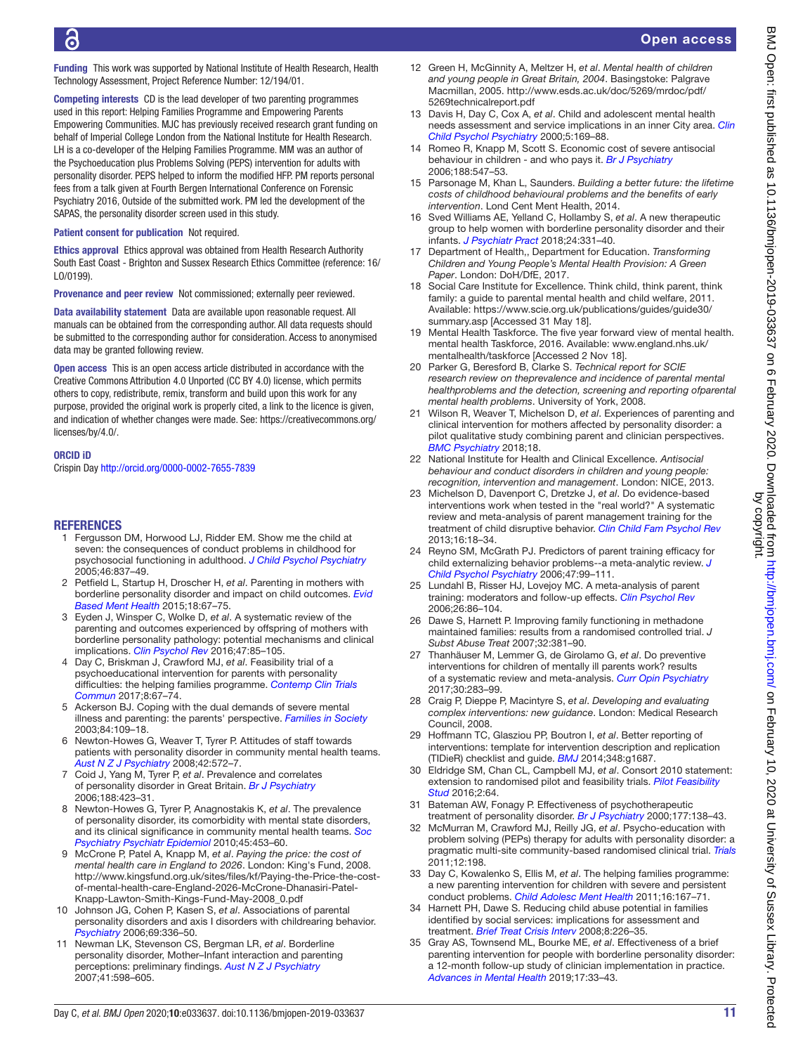**Funding** This work was supported by National Institute of Health Research, Health Technology Assessment, Project Reference Number: 12/194/01.

**Competing interests** CD is the lead developer of two parenting programmes used in this report: Helping Families Programme and Empowering Parents Empowering Communities. MJC has previously received research grant funding on behalf of Imperial College London from the National Institute for Health Research. LH is a co-developer of the Helping Families Programme. MM was an author of the Psychoeducation plus Problems Solving (PEPS) intervention for adults with personality disorder. PEPS helped to inform the modified HFP. PM reports personal fees from a talk given at Fourth Bergen International Conference on Forensic Psychiatry 2016, Outside of the submitted work. PM led the development of the SAPAS, the personality disorder screen used in this study.

**Patient consent for publication** Not required.

**Ethics approval** Ethics approval was obtained from Health Research Authority South East Coast - Brighton and Sussex Research Ethics Committee (reference: 16/LO/0199).

**Provenance and peer review** Not commissioned; externally peer reviewed.

**Data availability statement** Data are available upon reasonable request. All manuals can be obtained from the corresponding author. All data requests should be submitted to the corresponding author for consideration. Access to anonymised data may be granted following review.

**Open access** This is an open access article distributed in accordance with the Creative Commons Attribution 4.0 Unported (CC BY 4.0) license, which permits others to copy, redistribute, remix, transform and build upon this work for any purpose, provided the original work is properly cited, a link to the licence is given, and indication of whether changes were made. See: https://creativecommons.org/licenses/by/4.0/.

**ORCID iD**

Crispin Day http://orcid.org/0000-0002-7655-7839

## REFERENCES

1. Fergusson DM, Horwood LJ, Ridder EM. Show me the child at seven: the consequences of conduct problems in childhood for psychosocial functioning in adulthood. *J Child Psychol Psychiatry* 2005;46:837–49.
2. Petfield L, Startup H, Droscher H, *et al*. Parenting in mothers with borderline personality disorder and impact on child outcomes. *Evid Based Ment Health* 2015;18:67–75.
3. Eyden J, Winsper C, Wolke D, *et al*. A systematic review of the parenting and outcomes experienced by offspring of mothers with borderline personality pathology: potential mechanisms and clinical implications. *Clin Psychol Rev* 2016;47:85–105.
4. Day C, Briskman J, Crawford MJ, *et al*. Feasibility trial of a psychoeducational intervention for parents with personality difficulties: the helping families programme. *Contemp Clin Trials Commun* 2017;8:67–74.
5. Ackerson BJ. Coping with the dual demands of severe mental illness and parenting: the parents' perspective. *Families in Society* 2003;84:109–18.
6. Newton-Howes G, Weaver T, Tyrer P. Attitudes of staff towards patients with personality disorder in community mental health teams. *Aust N Z J Psychiatry* 2008;42:572–7.
7. Coid J, Yang M, Tyrer P, *et al*. Prevalence and correlates of personality disorder in Great Britain. *Br J Psychiatry* 2006;188:423–31.
8. Newton-Howes G, Tyrer P, Anagnostakis K, *et al*. The prevalence of personality disorder, its comorbidity with mental state disorders, and its clinical significance in community mental health teams. *Soc Psychiatry Psychiatr Epidemiol* 2010;45:453–60.
9. McCrone P, Patel A, Knapp M, *et al*. *Paying the price: the cost of mental health care in England to 2026*. London: King's Fund, 2008. http://www.kingsfund.org.uk/sites/files/kf/Paying-the-Price-the-cost-of-mental-health-care-England-2026-McCrone-Dhanasiri-Patel-Knapp-Lawton-Smith-Kings-Fund-May-2008_0.pdf
10. Johnson JG, Cohen P, Kasen S, *et al*. Associations of parental personality disorders and axis I disorders with childrearing behavior. *Psychiatry* 2006;69:336–50.
11. Newman LK, Stevenson CS, Bergman LR, *et al*. Borderline personality disorder, Mother–Infant interaction and parenting perceptions: preliminary findings. *Aust N Z J Psychiatry* 2007;41:598–605.
12. Green H, McGinnity A, Meltzer H, *et al*. *Mental health of children and young people in Great Britain, 2004*. Basingstoke: Palgrave Macmillan, 2005. http://www.esds.ac.uk/doc/5269/mrdoc/pdf/5269technicalreport.pdf
13. Davis H, Day C, Cox A, *et al*. Child and adolescent mental health needs assessment and service implications in an inner City area. *Clin Child Psychol Psychiatry* 2000;5:169–88.
14. Romeo R, Knapp M, Scott S. Economic cost of severe antisocial behaviour in children - and who pays it. *Br J Psychiatry* 2006;188:547–53.
15. Parsonage M, Khan L, Saunders. *Building a better future: the lifetime costs of childhood behavioural problems and the benefits of early intervention*. Lond Cent Ment Health, 2014.
16. Sved Williams AE, Yelland C, Hollamby S, *et al*. A new therapeutic group to help women with borderline personality disorder and their infants. *J Psychiatr Pract* 2018;24:331–40.
17. Department of Health,, Department for Education. *Transforming Children and Young People's Mental Health Provision: A Green Paper*. London: DoH/DfE, 2017.
18. Social Care Institute for Excellence. Think child, think parent, think family: a guide to parental mental health and child welfare, 2011. Available: https://www.scie.org.uk/publications/guides/guide30/summary.asp [Accessed 31 May 18].
19. Mental Health Taskforce. The five year forward view of mental health. mental health Taskforce, 2016. Available: www.england.nhs.uk/mentalhealth/taskforce [Accessed 2 Nov 18].
20. Parker G, Beresford B, Clarke S. *Technical report for SCIE research review on theprevalence and incidence of parental mental healthproblems and the detection, screening and reporting ofparental mental health problems*. University of York, 2008.
21. Wilson R, Weaver T, Michelson D, *et al*. Experiences of parenting and clinical intervention for mothers affected by personality disorder: a pilot qualitative study combining parent and clinician perspectives. *BMC Psychiatry* 2018;18.
22. National Institute for Health and Clinical Excellence. *Antisocial behaviour and conduct disorders in children and young people: recognition, intervention and management*. London: NICE, 2013.
23. Michelson D, Davenport C, Dretzke J, *et al*. Do evidence-based interventions work when tested in the "real world?" A systematic review and meta-analysis of parent management training for the treatment of child disruptive behavior. *Clin Child Fam Psychol Rev* 2013;16:18–34.
24. Reyno SM, McGrath PJ. Predictors of parent training efficacy for child externalizing behavior problems--a meta-analytic review. *J Child Psychol Psychiatry* 2006;47:99–111.
25. Lundahl B, Risser HJ, Lovejoy MC. A meta-analysis of parent training: moderators and follow-up effects. *Clin Psychol Rev* 2006;26:86–104.
26. Dawe S, Harnett P. Improving family functioning in methadone maintained families: results from a randomised controlled trial. *J Subst Abuse Treat* 2007;32:381–90.
27. Thanhäuser M, Lemmer G, de Girolamo G, *et al*. Do preventive interventions for children of mentally ill parents work? results of a systematic review and meta-analysis. *Curr Opin Psychiatry* 2017;30:283–99.
28. Craig P, Dieppe P, Macintyre S, *et al*. *Developing and evaluating complex interventions: new guidance*. London: Medical Research Council, 2008.
29. Hoffmann TC, Glasziou PP, Boutron I, *et al*. Better reporting of interventions: template for intervention description and replication (TIDieR) checklist and guide. *BMJ* 2014;348:g1687.
30. Eldridge SM, Chan CL, Campbell MJ, *et al*. Consort 2010 statement: extension to randomised pilot and feasibility trials. *Pilot Feasibility Stud* 2016;2:64.
31. Bateman AW, Fonagy P. Effectiveness of psychotherapeutic treatment of personality disorder. *Br J Psychiatry* 2000;177:138–43.
32. McMurran M, Crawford MJ, Reilly JG, *et al*. Psycho-education with problem solving (PEPs) therapy for adults with personality disorder: a pragmatic multi-site community-based randomised clinical trial. *Trials* 2011;12:198.
33. Day C, Kowalenko S, Ellis M, *et al*. The helping families programme: a new parenting intervention for children with severe and persistent conduct problems. *Child Adolesc Ment Health* 2011;16:167–71.
34. Harnett PH, Dawe S. Reducing child abuse potential in families identified by social services: implications for assessment and treatment. *Brief Treat Crisis Interv* 2008;8:226–35.
35. Gray AS, Townsend ML, Bourke ME, *et al*. Effectiveness of a brief parenting intervention for people with borderline personality disorder: a 12-month follow-up study of clinician implementation in practice. *Advances in Mental Health* 2019;17:33–43.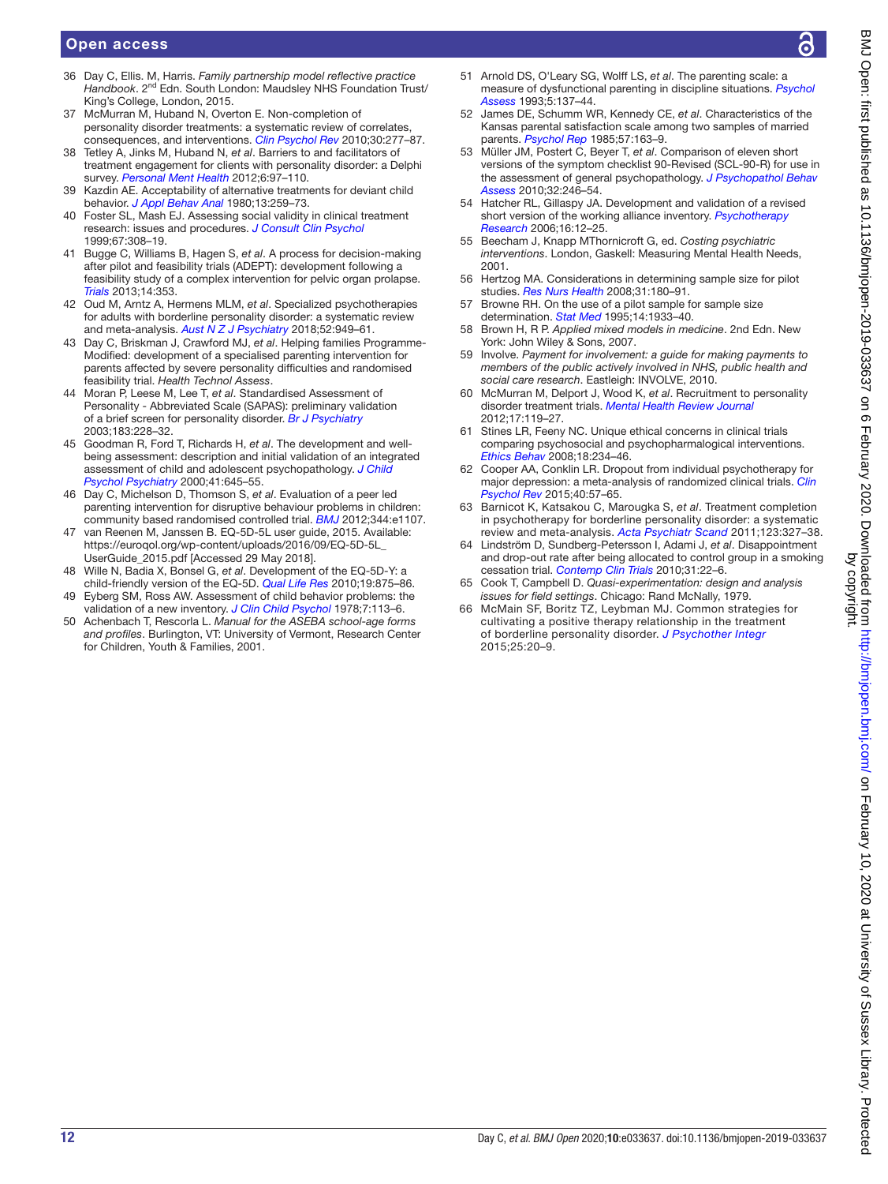36 Day C, Ellis. M, Harris. *Family partnership model reflective practice Handbook*. 2nd Edn. South London: Maudsley NHS Foundation Trust/ King's College, London, 2015.

37 McMurran M, Huband N, Overton E. Non-completion of personality disorder treatments: a systematic review of correlates, consequences, and interventions. *Clin Psychol Rev* 2010;30:277–87.

38 Tetley A, Jinks M, Huband N, *et al*. Barriers to and facilitators of treatment engagement for clients with personality disorder: a Delphi survey. *Personal Ment Health* 2012;6:97–110.

39 Kazdin AE. Acceptability of alternative treatments for deviant child behavior. *J Appl Behav Anal* 1980;13:259–73.

40 Foster SL, Mash EJ. Assessing social validity in clinical treatment research: issues and procedures. *J Consult Clin Psychol* 1999;67:308–19.

41 Bugge C, Williams B, Hagen S, *et al*. A process for decision-making after pilot and feasibility trials (ADEPT): development following a feasibility study of a complex intervention for pelvic organ prolapse. *Trials* 2013;14:353.

42 Oud M, Arntz A, Hermens MLM, *et al*. Specialized psychotherapies for adults with borderline personality disorder: a systematic review and meta-analysis. *Aust N Z J Psychiatry* 2018;52:949–61.

43 Day C, Briskman J, Crawford MJ, *et al*. Helping families Programme-Modified: development of a specialised parenting intervention for parents affected by severe personality difficulties and randomised feasibility trial. *Health Technol Assess*.

44 Moran P, Leese M, Lee T, *et al*. Standardised Assessment of Personality - Abbreviated Scale (SAPAS): preliminary validation of a brief screen for personality disorder. *Br J Psychiatry* 2003;183:228–32.

45 Goodman R, Ford T, Richards H, *et al*. The development and well-being assessment: description and initial validation of an integrated assessment of child and adolescent psychopathology. *J Child Psychol Psychiatry* 2000;41:645–55.

46 Day C, Michelson D, Thomson S, *et al*. Evaluation of a peer led parenting intervention for disruptive behaviour problems in children: community based randomised controlled trial. *BMJ* 2012;344:e1107.

47 van Reenen M, Janssen B. EQ-5D-5L user guide, 2015. Available: https://euroqol.org/wp-content/uploads/2016/09/EQ-5D-5L_UserGuide_2015.pdf [Accessed 29 May 2018].

48 Wille N, Badia X, Bonsel G, *et al*. Development of the EQ-5D-Y: a child-friendly version of the EQ-5D. *Qual Life Res* 2010;19:875–86.

49 Eyberg SM, Ross AW. Assessment of child behavior problems: the validation of a new inventory. *J Clin Child Psychol* 1978;7:113–6.

50 Achenbach T, Rescorla L. *Manual for the ASEBA school-age forms and profiles*. Burlington, VT: University of Vermont, Research Center for Children, Youth & Families, 2001.

51 Arnold DS, O'Leary SG, Wolff LS, *et al*. The parenting scale: a measure of dysfunctional parenting in discipline situations. *Psychol Assess* 1993;5:137–44.

52 James DE, Schumm WR, Kennedy CE, *et al*. Characteristics of the Kansas parental satisfaction scale among two samples of married parents. *Psychol Rep* 1985;57:163–9.

53 Müller JM, Postert C, Beyer T, *et al*. Comparison of eleven short versions of the symptom checklist 90-Revised (SCL-90-R) for use in the assessment of general psychopathology. *J Psychopathol Behav Assess* 2010;32:246–54.

54 Hatcher RL, Gillaspy JA. Development and validation of a revised short version of the working alliance inventory. *Psychotherapy Research* 2006;16:12–25.

55 Beecham J, Knapp MThornicroft G, ed. *Costing psychiatric interventions*. London, Gaskell: Measuring Mental Health Needs, 2001.

56 Hertzog MA. Considerations in determining sample size for pilot studies. *Res Nurs Health* 2008;31:180–91.

57 Browne RH. On the use of a pilot sample for sample size determination. *Stat Med* 1995;14:1933–40.

58 Brown H, R P. *Applied mixed models in medicine*. 2nd Edn. New York: John Wiley & Sons, 2007.

59 Involve. *Payment for involvement: a guide for making payments to members of the public actively involved in NHS, public health and social care research*. Eastleigh: INVOLVE, 2010.

60 McMurran M, Delport J, Wood K, *et al*. Recruitment to personality disorder treatment trials. *Mental Health Review Journal* 2012;17:119–27.

61 Stines LR, Feeny NC. Unique ethical concerns in clinical trials comparing psychosocial and psychopharmalogical interventions. *Ethics Behav* 2008;18:234–46.

62 Cooper AA, Conklin LR. Dropout from individual psychotherapy for major depression: a meta-analysis of randomized clinical trials. *Clin Psychol Rev* 2015;40:57–65.

63 Barnicot K, Katsakou C, Marougka S, *et al*. Treatment completion in psychotherapy for borderline personality disorder: a systematic review and meta-analysis. *Acta Psychiatr Scand* 2011;123:327–38.

64 Lindström D, Sundberg-Petersson I, Adami J, *et al*. Disappointment and drop-out rate after being allocated to control group in a smoking cessation trial. *Contemp Clin Trials* 2010;31:22–6.

65 Cook T, Campbell D. *Quasi-experimentation: design and analysis issues for field settings*. Chicago: Rand McNally, 1979.

66 McMain SF, Boritz TZ, Leybman MJ. Common strategies for cultivating a positive therapy relationship in the treatment of borderline personality disorder. *J Psychother Integr* 2015;25:20–9.